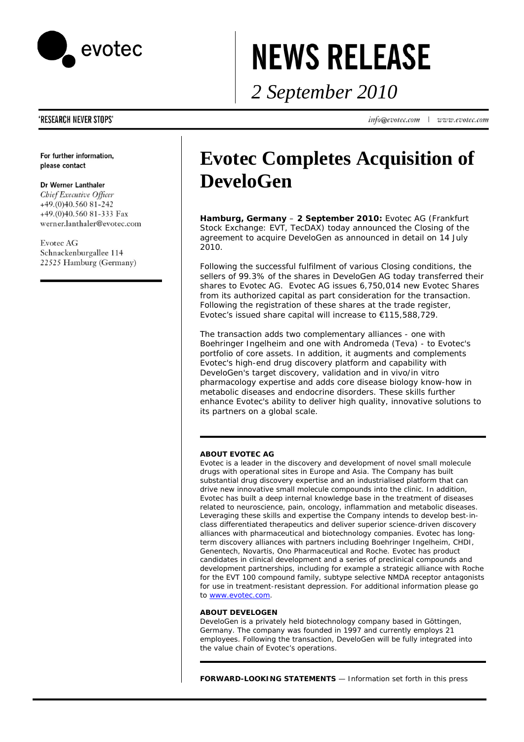evotec

# NEWS RELEASE

*2 September 2010*

'RESEARCH NEVER STOPS'

*info@evotec.com | www.evotec.com*

**For further information, please contact**

**Dr Werner Lanthaler**
*Chief Executive Officer*
+49.(0)40.560 81-242
+49.(0)40.560 81-333 Fax
werner.lanthaler@evotec.com

Evotec AG
Schnackenburgallee 114
22525 Hamburg (Germany)

# Evotec Completes Acquisition of DeveloGen

**Hamburg, Germany** – **2 September 2010:** Evotec AG (Frankfurt Stock Exchange: EVT, TecDAX) today announced the Closing of the agreement to acquire DeveloGen as announced in detail on 14 July 2010.

Following the successful fulfilment of various Closing conditions, the sellers of 99.3% of the shares in DeveloGen AG today transferred their shares to Evotec AG. Evotec AG issues 6,750,014 new Evotec Shares from its authorized capital as part consideration for the transaction. Following the registration of these shares at the trade register, Evotec's issued share capital will increase to €115,588,729.

The transaction adds two complementary alliances - one with Boehringer Ingelheim and one with Andromeda (Teva) - to Evotec's portfolio of core assets. In addition, it augments and complements Evotec's high-end drug discovery platform and capability with DeveloGen's target discovery, validation and in vivo/in vitro pharmacology expertise and adds core disease biology know-how in metabolic diseases and endocrine disorders. These skills further enhance Evotec's ability to deliver high quality, innovative solutions to its partners on a global scale.

**ABOUT EVOTEC AG**

Evotec is a leader in the discovery and development of novel small molecule drugs with operational sites in Europe and Asia. The Company has built substantial drug discovery expertise and an industrialised platform that can drive new innovative small molecule compounds into the clinic. In addition, Evotec has built a deep internal knowledge base in the treatment of diseases related to neuroscience, pain, oncology, inflammation and metabolic diseases. Leveraging these skills and expertise the Company intends to develop best-in-class differentiated therapeutics and deliver superior science-driven discovery alliances with pharmaceutical and biotechnology companies. Evotec has long-term discovery alliances with partners including Boehringer Ingelheim, CHDI, Genentech, Novartis, Ono Pharmaceutical and Roche. Evotec has product candidates in clinical development and a series of preclinical compounds and development partnerships, including for example a strategic alliance with Roche for the EVT 100 compound family, subtype selective NMDA receptor antagonists for use in treatment-resistant depression. For additional information please go to www.evotec.com.

**ABOUT DEVELOGEN**

DeveloGen is a privately held biotechnology company based in Göttingen, Germany. The company was founded in 1997 and currently employs 21 employees. Following the transaction, DeveloGen will be fully integrated into the value chain of Evotec's operations.

**FORWARD-LOOKING STATEMENTS** — Information set forth in this press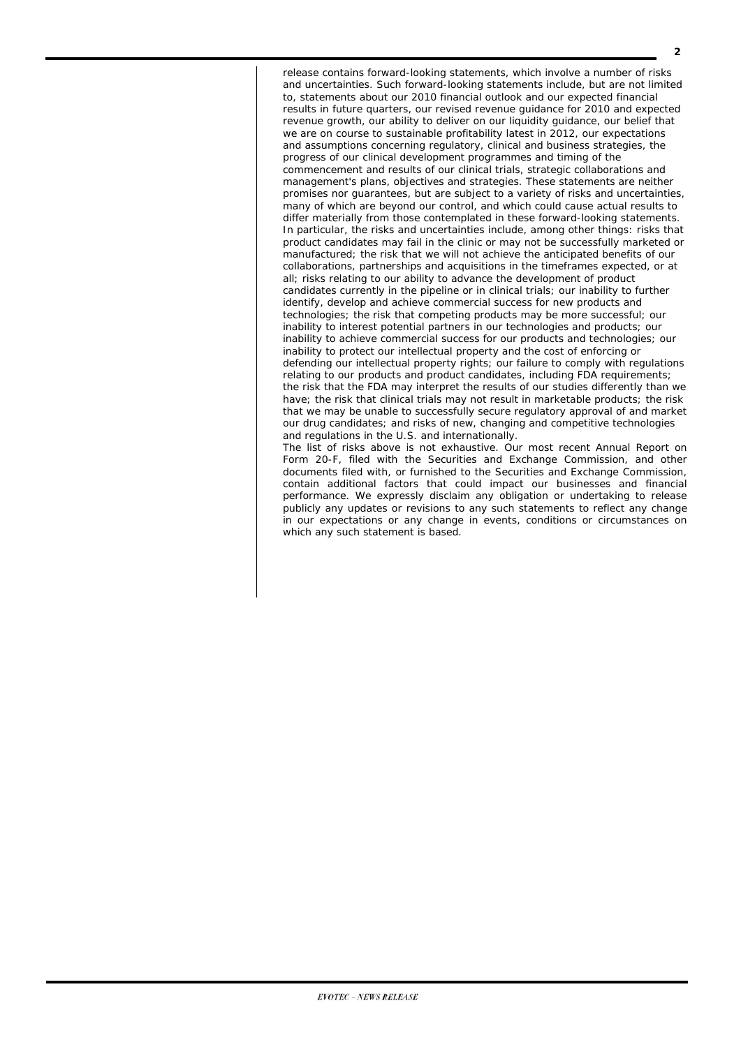release contains forward-looking statements, which involve a number of risks and uncertainties. Such forward-looking statements include, but are not limited to, statements about our 2010 financial outlook and our expected financial results in future quarters, our revised revenue guidance for 2010 and expected revenue growth, our ability to deliver on our liquidity guidance, our belief that we are on course to sustainable profitability latest in 2012, our expectations and assumptions concerning regulatory, clinical and business strategies, the progress of our clinical development programmes and timing of the commencement and results of our clinical trials, strategic collaborations and management's plans, objectives and strategies. These statements are neither promises nor guarantees, but are subject to a variety of risks and uncertainties, many of which are beyond our control, and which could cause actual results to differ materially from those contemplated in these forward-looking statements. In particular, the risks and uncertainties include, among other things: risks that product candidates may fail in the clinic or may not be successfully marketed or manufactured; the risk that we will not achieve the anticipated benefits of our collaborations, partnerships and acquisitions in the timeframes expected, or at all; risks relating to our ability to advance the development of product candidates currently in the pipeline or in clinical trials; our inability to further identify, develop and achieve commercial success for new products and technologies; the risk that competing products may be more successful; our inability to interest potential partners in our technologies and products; our inability to achieve commercial success for our products and technologies; our inability to protect our intellectual property and the cost of enforcing or defending our intellectual property rights; our failure to comply with regulations relating to our products and product candidates, including FDA requirements; the risk that the FDA may interpret the results of our studies differently than we have; the risk that clinical trials may not result in marketable products; the risk that we may be unable to successfully secure regulatory approval of and market our drug candidates; and risks of new, changing and competitive technologies and regulations in the U.S. and internationally.

The list of risks above is not exhaustive. Our most recent Annual Report on Form 20-F, filed with the Securities and Exchange Commission, and other documents filed with, or furnished to the Securities and Exchange Commission, contain additional factors that could impact our businesses and financial performance. We expressly disclaim any obligation or undertaking to release publicly any updates or revisions to any such statements to reflect any change in our expectations or any change in events, conditions or circumstances on which any such statement is based.